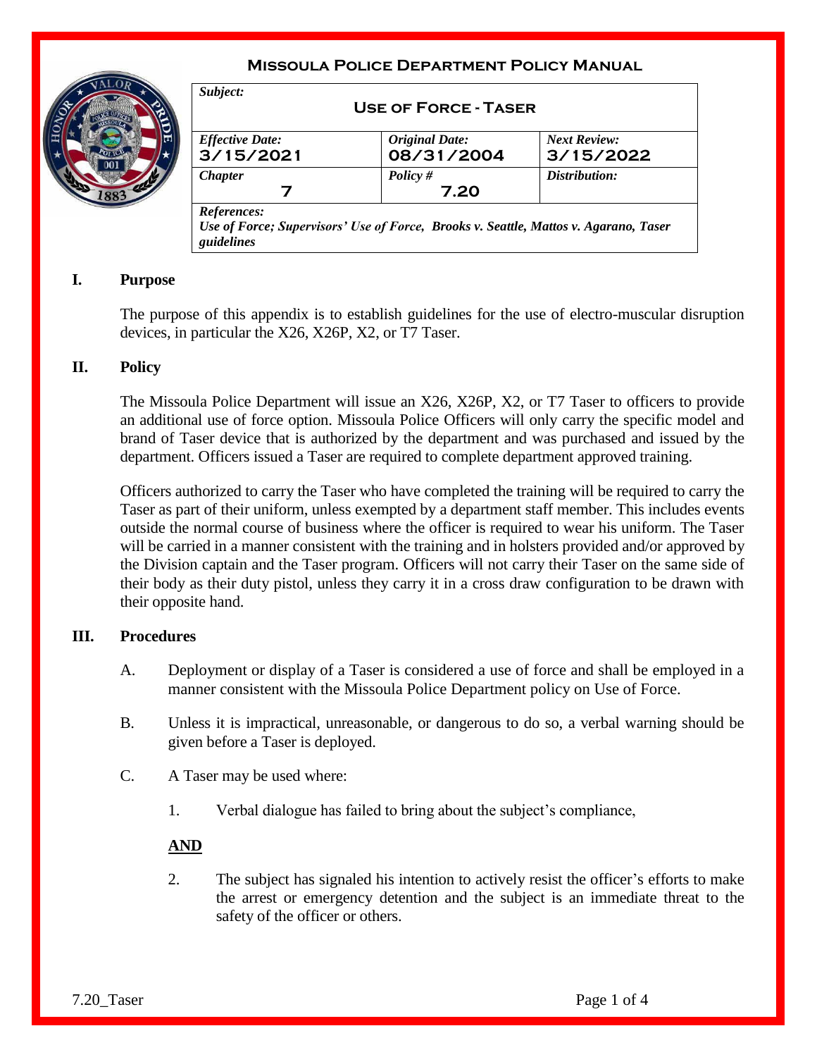**Missoula Police Department Policy Manual**

| *Subject:* **Use of Force - Taser** | | |
|---|---|---|
| *Effective Date:* **3/15/2021** | *Original Date:* **08/31/2004** | *Next Review:* **3/15/2022** |
| *Chapter* **7** | *Policy #* **7.20** | *Distribution:* |
| *References:* *Use of Force; Supervisors' Use of Force, Brooks v. Seattle, Mattos v. Agarano, Taser guidelines* | | |

## I. Purpose

The purpose of this appendix is to establish guidelines for the use of electro-muscular disruption devices, in particular the X26, X26P, X2, or T7 Taser.

## II. Policy

The Missoula Police Department will issue an X26, X26P, X2, or T7 Taser to officers to provide an additional use of force option. Missoula Police Officers will only carry the specific model and brand of Taser device that is authorized by the department and was purchased and issued by the department. Officers issued a Taser are required to complete department approved training.

Officers authorized to carry the Taser who have completed the training will be required to carry the Taser as part of their uniform, unless exempted by a department staff member. This includes events outside the normal course of business where the officer is required to wear his uniform. The Taser will be carried in a manner consistent with the training and in holsters provided and/or approved by the Division captain and the Taser program. Officers will not carry their Taser on the same side of their body as their duty pistol, unless they carry it in a cross draw configuration to be drawn with their opposite hand.

## III. Procedures

A. Deployment or display of a Taser is considered a use of force and shall be employed in a manner consistent with the Missoula Police Department policy on Use of Force.

B. Unless it is impractical, unreasonable, or dangerous to do so, a verbal warning should be given before a Taser is deployed.

C. A Taser may be used where:

1. Verbal dialogue has failed to bring about the subject's compliance,

**AND**

2. The subject has signaled his intention to actively resist the officer's efforts to make the arrest or emergency detention and the subject is an immediate threat to the safety of the officer or others.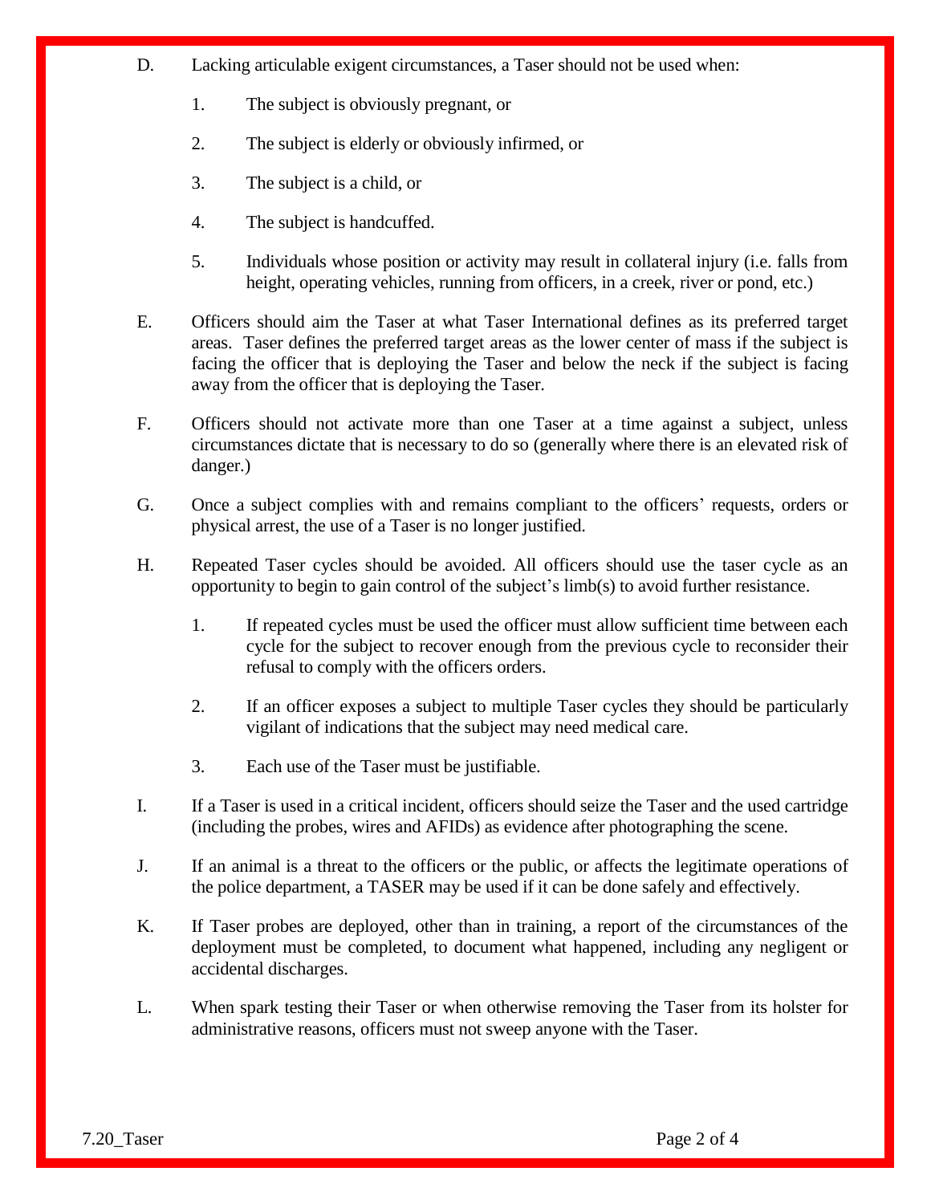D. Lacking articulable exigent circumstances, a Taser should not be used when:

   1. The subject is obviously pregnant, or

   2. The subject is elderly or obviously infirmed, or

   3. The subject is a child, or

   4. The subject is handcuffed.

   5. Individuals whose position or activity may result in collateral injury (i.e. falls from height, operating vehicles, running from officers, in a creek, river or pond, etc.)

E. Officers should aim the Taser at what Taser International defines as its preferred target areas. Taser defines the preferred target areas as the lower center of mass if the subject is facing the officer that is deploying the Taser and below the neck if the subject is facing away from the officer that is deploying the Taser.

F. Officers should not activate more than one Taser at a time against a subject, unless circumstances dictate that is necessary to do so (generally where there is an elevated risk of danger.)

G. Once a subject complies with and remains compliant to the officers' requests, orders or physical arrest, the use of a Taser is no longer justified.

H. Repeated Taser cycles should be avoided. All officers should use the taser cycle as an opportunity to begin to gain control of the subject's limb(s) to avoid further resistance.

   1. If repeated cycles must be used the officer must allow sufficient time between each cycle for the subject to recover enough from the previous cycle to reconsider their refusal to comply with the officers orders.

   2. If an officer exposes a subject to multiple Taser cycles they should be particularly vigilant of indications that the subject may need medical care.

   3. Each use of the Taser must be justifiable.

I. If a Taser is used in a critical incident, officers should seize the Taser and the used cartridge (including the probes, wires and AFIDs) as evidence after photographing the scene.

J. If an animal is a threat to the officers or the public, or affects the legitimate operations of the police department, a TASER may be used if it can be done safely and effectively.

K. If Taser probes are deployed, other than in training, a report of the circumstances of the deployment must be completed, to document what happened, including any negligent or accidental discharges.

L. When spark testing their Taser or when otherwise removing the Taser from its holster for administrative reasons, officers must not sweep anyone with the Taser.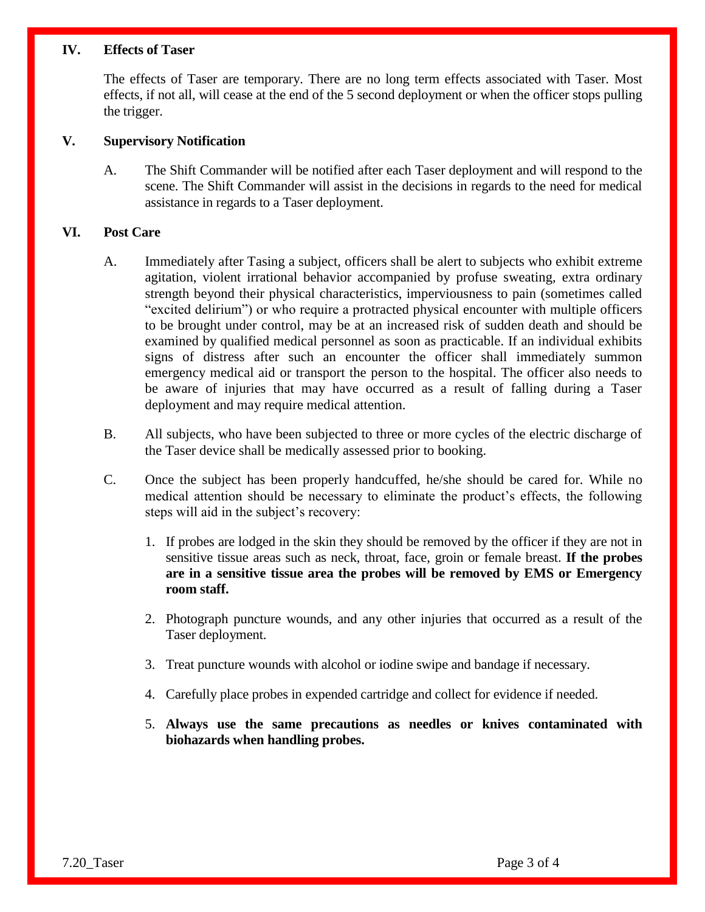## IV. Effects of Taser

The effects of Taser are temporary. There are no long term effects associated with Taser. Most effects, if not all, will cease at the end of the 5 second deployment or when the officer stops pulling the trigger.

## V. Supervisory Notification

A. The Shift Commander will be notified after each Taser deployment and will respond to the scene. The Shift Commander will assist in the decisions in regards to the need for medical assistance in regards to a Taser deployment.

## VI. Post Care

A. Immediately after Tasing a subject, officers shall be alert to subjects who exhibit extreme agitation, violent irrational behavior accompanied by profuse sweating, extra ordinary strength beyond their physical characteristics, imperviousness to pain (sometimes called "excited delirium") or who require a protracted physical encounter with multiple officers to be brought under control, may be at an increased risk of sudden death and should be examined by qualified medical personnel as soon as practicable. If an individual exhibits signs of distress after such an encounter the officer shall immediately summon emergency medical aid or transport the person to the hospital. The officer also needs to be aware of injuries that may have occurred as a result of falling during a Taser deployment and may require medical attention.

B. All subjects, who have been subjected to three or more cycles of the electric discharge of the Taser device shall be medically assessed prior to booking.

C. Once the subject has been properly handcuffed, he/she should be cared for. While no medical attention should be necessary to eliminate the product's effects, the following steps will aid in the subject's recovery:

1. If probes are lodged in the skin they should be removed by the officer if they are not in sensitive tissue areas such as neck, throat, face, groin or female breast. **If the probes are in a sensitive tissue area the probes will be removed by EMS or Emergency room staff.**

2. Photograph puncture wounds, and any other injuries that occurred as a result of the Taser deployment.

3. Treat puncture wounds with alcohol or iodine swipe and bandage if necessary.

4. Carefully place probes in expended cartridge and collect for evidence if needed.

5. **Always use the same precautions as needles or knives contaminated with biohazards when handling probes.**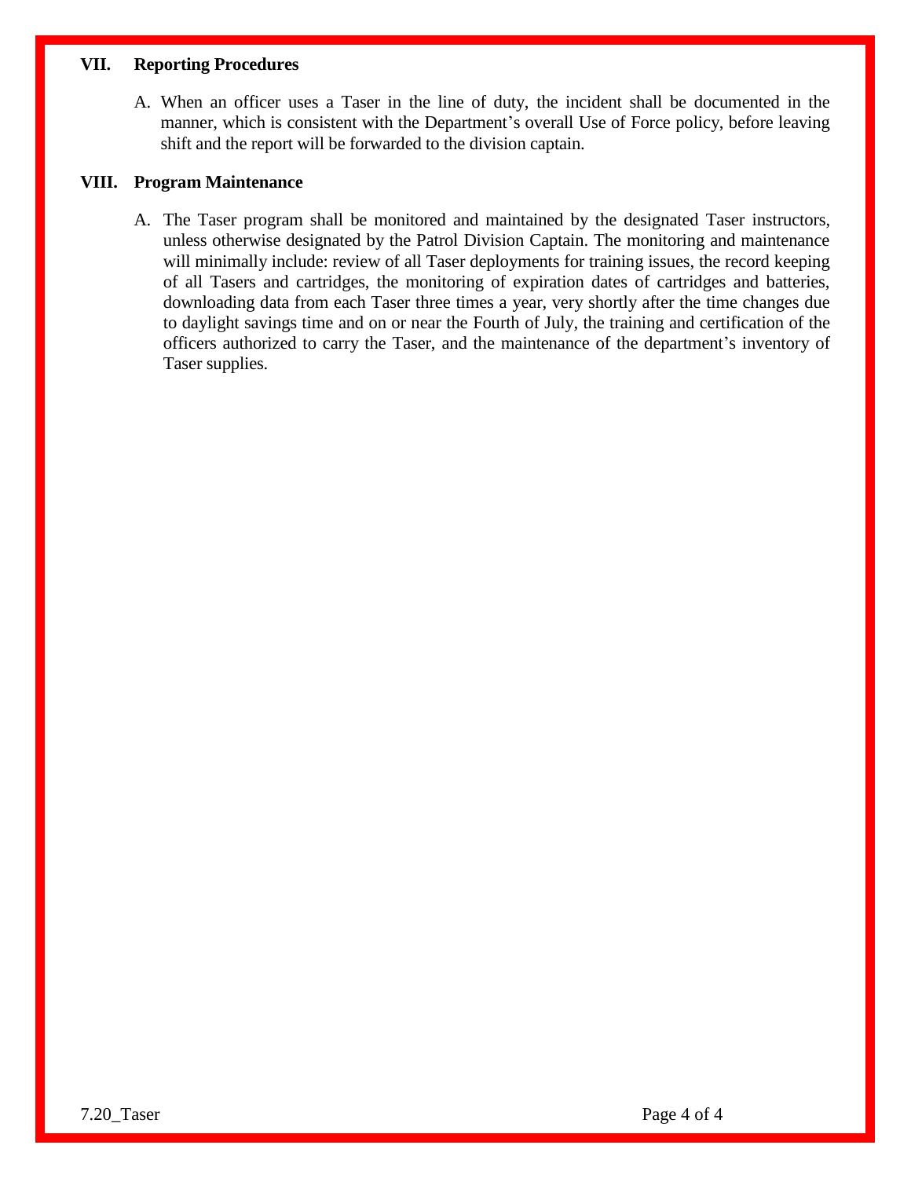## VII. Reporting Procedures

A. When an officer uses a Taser in the line of duty, the incident shall be documented in the manner, which is consistent with the Department's overall Use of Force policy, before leaving shift and the report will be forwarded to the division captain.

## VIII. Program Maintenance

A. The Taser program shall be monitored and maintained by the designated Taser instructors, unless otherwise designated by the Patrol Division Captain. The monitoring and maintenance will minimally include: review of all Taser deployments for training issues, the record keeping of all Tasers and cartridges, the monitoring of expiration dates of cartridges and batteries, downloading data from each Taser three times a year, very shortly after the time changes due to daylight savings time and on or near the Fourth of July, the training and certification of the officers authorized to carry the Taser, and the maintenance of the department's inventory of Taser supplies.